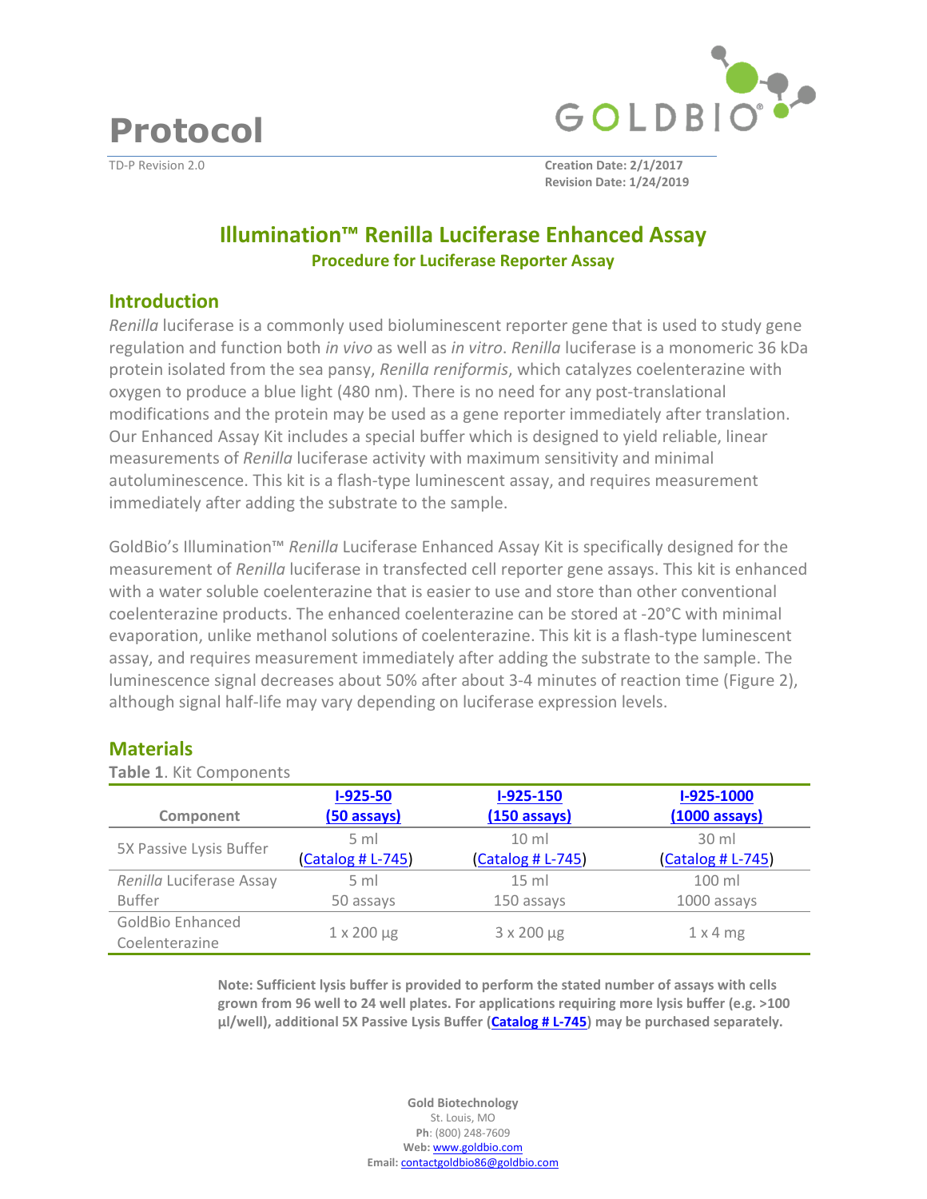# Protocol

TD-P Revision 2.0

**Creation Date: 2/1/2017**
**Revision Date: 1/24/2019**

## Illumination™ Renilla Luciferase Enhanced Assay

### Procedure for Luciferase Reporter Assay

## Introduction

*Renilla* luciferase is a commonly used bioluminescent reporter gene that is used to study gene regulation and function both *in vivo* as well as *in vitro*. *Renilla* luciferase is a monomeric 36 kDa protein isolated from the sea pansy, *Renilla reniformis*, which catalyzes coelenterazine with oxygen to produce a blue light (480 nm). There is no need for any post-translational modifications and the protein may be used as a gene reporter immediately after translation. Our Enhanced Assay Kit includes a special buffer which is designed to yield reliable, linear measurements of *Renilla* luciferase activity with maximum sensitivity and minimal autoluminescence. This kit is a flash-type luminescent assay, and requires measurement immediately after adding the substrate to the sample.

GoldBio's Illumination™ *Renilla* Luciferase Enhanced Assay Kit is specifically designed for the measurement of *Renilla* luciferase in transfected cell reporter gene assays. This kit is enhanced with a water soluble coelenterazine that is easier to use and store than other conventional coelenterazine products. The enhanced coelenterazine can be stored at -20°C with minimal evaporation, unlike methanol solutions of coelenterazine. This kit is a flash-type luminescent assay, and requires measurement immediately after adding the substrate to the sample. The luminescence signal decreases about 50% after about 3-4 minutes of reaction time (Figure 2), although signal half-life may vary depending on luciferase expression levels.

## Materials

**Table 1**. Kit Components

| Component | I-925-50 (50 assays) | I-925-150 (150 assays) | I-925-1000 (1000 assays) |
|---|---|---|---|
| 5X Passive Lysis Buffer | 5 ml (Catalog # L-745) | 10 ml (Catalog # L-745) | 30 ml (Catalog # L-745) |
| *Renilla* Luciferase Assay Buffer | 5 ml 50 assays | 15 ml 150 assays | 100 ml 1000 assays |
| GoldBio Enhanced Coelenterazine | 1 x 200 µg | 3 x 200 µg | 1 x 4 mg |

**Note: Sufficient lysis buffer is provided to perform the stated number of assays with cells grown from 96 well to 24 well plates. For applications requiring more lysis buffer (e.g. >100 µl/well), additional 5X Passive Lysis Buffer (Catalog # L-745) may be purchased separately.**

**Gold Biotechnology**
St. Louis, MO
**Ph**: (800) 248-7609
**Web:** www.goldbio.com
**Email:** contactgoldbio86@goldbio.com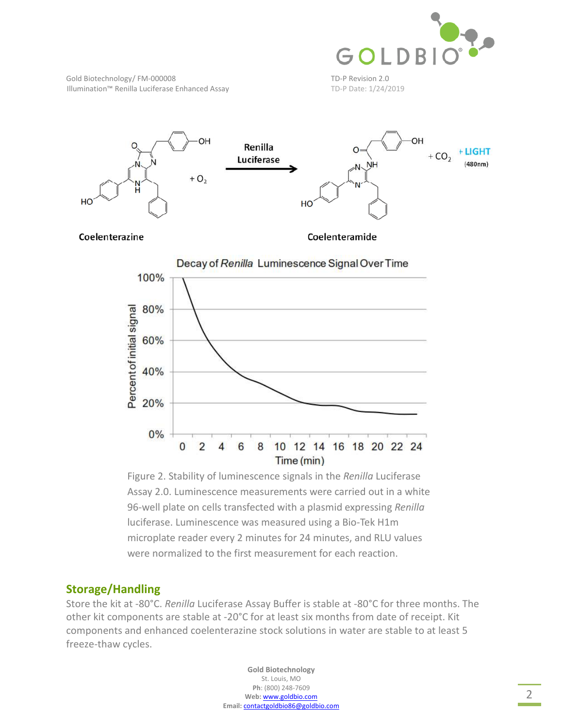Figure 2. Stability of luminescence signals in the *Renilla* Luciferase Assay 2.0. Luminescence measurements were carried out in a white 96-well plate on cells transfected with a plasmid expressing *Renilla* luciferase. Luminescence was measured using a Bio-Tek H1m microplate reader every 2 minutes for 24 minutes, and RLU values were normalized to the first measurement for each reaction.

## Storage/Handling

Store the kit at -80°C. *Renilla* Luciferase Assay Buffer is stable at -80°C for three months. The other kit components are stable at -20°C for at least six months from date of receipt. Kit components and enhanced coelenterazine stock solutions in water are stable to at least 5 freeze-thaw cycles.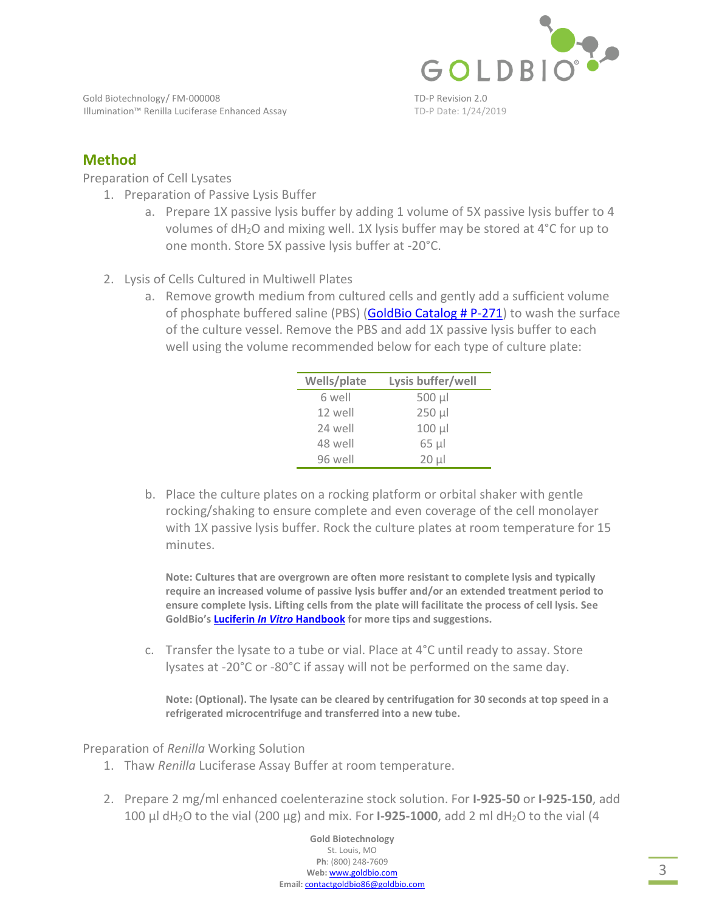## Method

Preparation of Cell Lysates

1. Preparation of Passive Lysis Buffer
   a. Prepare 1X passive lysis buffer by adding 1 volume of 5X passive lysis buffer to 4 volumes of $dH_2O$ and mixing well. 1X lysis buffer may be stored at 4°C for up to one month. Store 5X passive lysis buffer at -20°C.

2. Lysis of Cells Cultured in Multiwell Plates
   a. Remove growth medium from cultured cells and gently add a sufficient volume of phosphate buffered saline (PBS) (GoldBio Catalog # P-271) to wash the surface of the culture vessel. Remove the PBS and add 1X passive lysis buffer to each well using the volume recommended below for each type of culture plate:

| Wells/plate | Lysis buffer/well |
|---|---|
| 6 well | 500 µl |
| 12 well | 250 µl |
| 24 well | 100 µl |
| 48 well | 65 µl |
| 96 well | 20 µl |

   b. Place the culture plates on a rocking platform or orbital shaker with gentle rocking/shaking to ensure complete and even coverage of the cell monolayer with 1X passive lysis buffer. Rock the culture plates at room temperature for 15 minutes.

   **Note: Cultures that are overgrown are often more resistant to complete lysis and typically require an increased volume of passive lysis buffer and/or an extended treatment period to ensure complete lysis. Lifting cells from the plate will facilitate the process of cell lysis. See GoldBio's Luciferin *In Vitro* Handbook for more tips and suggestions.**

   c. Transfer the lysate to a tube or vial. Place at 4°C until ready to assay. Store lysates at -20°C or -80°C if assay will not be performed on the same day.

   **Note: (Optional). The lysate can be cleared by centrifugation for 30 seconds at top speed in a refrigerated microcentrifuge and transferred into a new tube.**

Preparation of *Renilla* Working Solution

1. Thaw *Renilla* Luciferase Assay Buffer at room temperature.

2. Prepare 2 mg/ml enhanced coelenterazine stock solution. For **I-925-50** or **I-925-150**, add 100 µl $dH_2O$ to the vial (200 µg) and mix. For **I-925-1000**, add 2 ml $dH_2O$ to the vial (4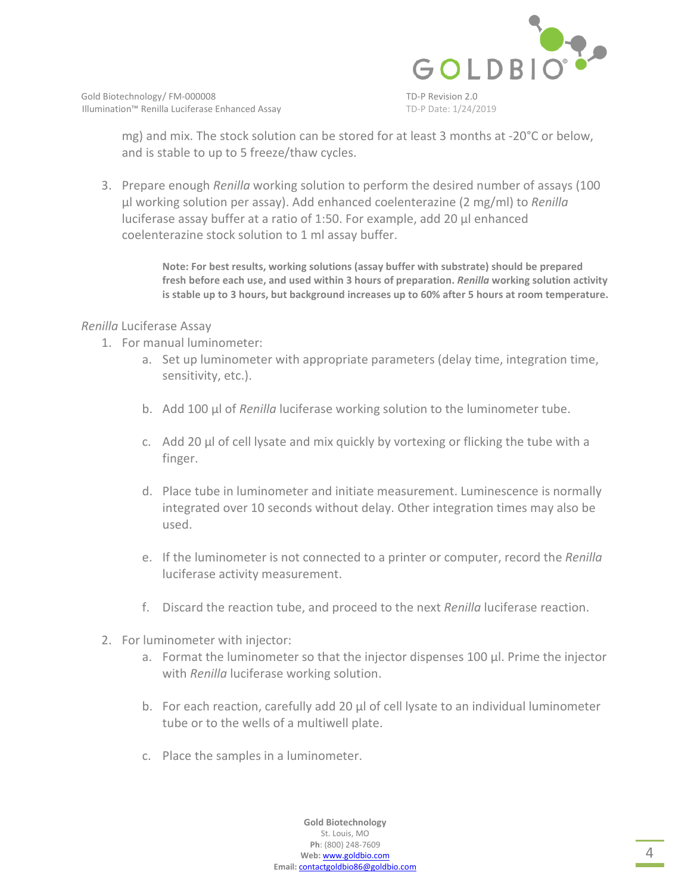mg) and mix. The stock solution can be stored for at least 3 months at -20°C or below, and is stable to up to 5 freeze/thaw cycles.

3. Prepare enough *Renilla* working solution to perform the desired number of assays (100 µl working solution per assay). Add enhanced coelenterazine (2 mg/ml) to *Renilla* luciferase assay buffer at a ratio of 1:50. For example, add 20 µl enhanced coelenterazine stock solution to 1 ml assay buffer.

> **Note: For best results, working solutions (assay buffer with substrate) should be prepared fresh before each use, and used within 3 hours of preparation. *Renilla* working solution activity is stable up to 3 hours, but background increases up to 60% after 5 hours at room temperature.**

*Renilla* Luciferase Assay

1. For manual luminometer:
    a. Set up luminometer with appropriate parameters (delay time, integration time, sensitivity, etc.).
    b. Add 100 µl of *Renilla* luciferase working solution to the luminometer tube.
    c. Add 20 µl of cell lysate and mix quickly by vortexing or flicking the tube with a finger.
    d. Place tube in luminometer and initiate measurement. Luminescence is normally integrated over 10 seconds without delay. Other integration times may also be used.
    e. If the luminometer is not connected to a printer or computer, record the *Renilla* luciferase activity measurement.
    f. Discard the reaction tube, and proceed to the next *Renilla* luciferase reaction.
2. For luminometer with injector:
    a. Format the luminometer so that the injector dispenses 100 µl. Prime the injector with *Renilla* luciferase working solution.
    b. For each reaction, carefully add 20 µl of cell lysate to an individual luminometer tube or to the wells of a multiwell plate.
    c. Place the samples in a luminometer.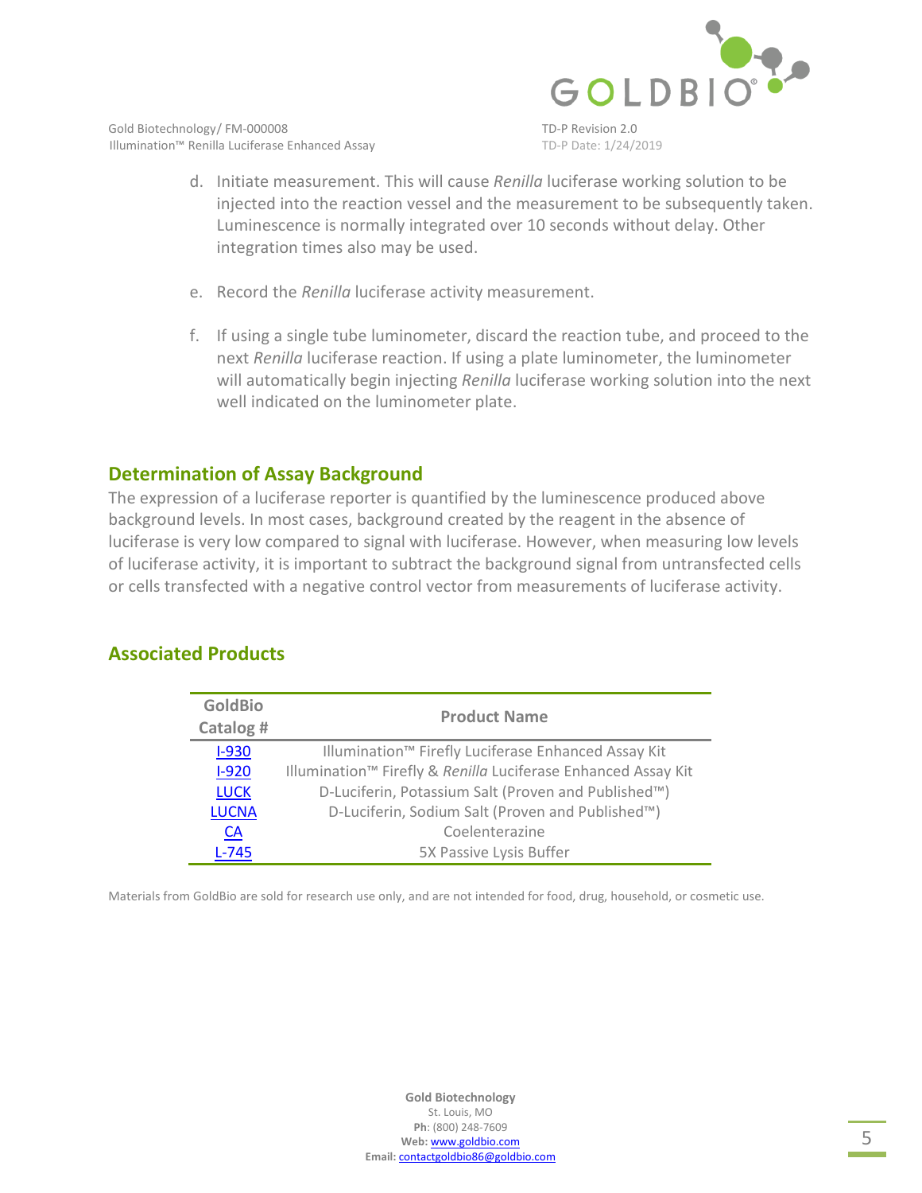d. Initiate measurement. This will cause *Renilla* luciferase working solution to be injected into the reaction vessel and the measurement to be subsequently taken. Luminescence is normally integrated over 10 seconds without delay. Other integration times also may be used.

e. Record the *Renilla* luciferase activity measurement.

f. If using a single tube luminometer, discard the reaction tube, and proceed to the next *Renilla* luciferase reaction. If using a plate luminometer, the luminometer will automatically begin injecting *Renilla* luciferase working solution into the next well indicated on the luminometer plate.

## Determination of Assay Background

The expression of a luciferase reporter is quantified by the luminescence produced above background levels. In most cases, background created by the reagent in the absence of luciferase is very low compared to signal with luciferase. However, when measuring low levels of luciferase activity, it is important to subtract the background signal from untransfected cells or cells transfected with a negative control vector from measurements of luciferase activity.

## Associated Products

| GoldBio Catalog # | Product Name |
|---|---|
| I-930 | Illumination™ Firefly Luciferase Enhanced Assay Kit |
| I-920 | Illumination™ Firefly & *Renilla* Luciferase Enhanced Assay Kit |
| LUCK | D-Luciferin, Potassium Salt (Proven and Published™) |
| LUCNA | D-Luciferin, Sodium Salt (Proven and Published™) |
| CA | Coelenterazine |
| L-745 | 5X Passive Lysis Buffer |

Materials from GoldBio are sold for research use only, and are not intended for food, drug, household, or cosmetic use.

**Gold Biotechnology**
St. Louis, MO
**Ph**: (800) 248-7609
**Web:** www.goldbio.com
**Email:** contactgoldbio86@goldbio.com